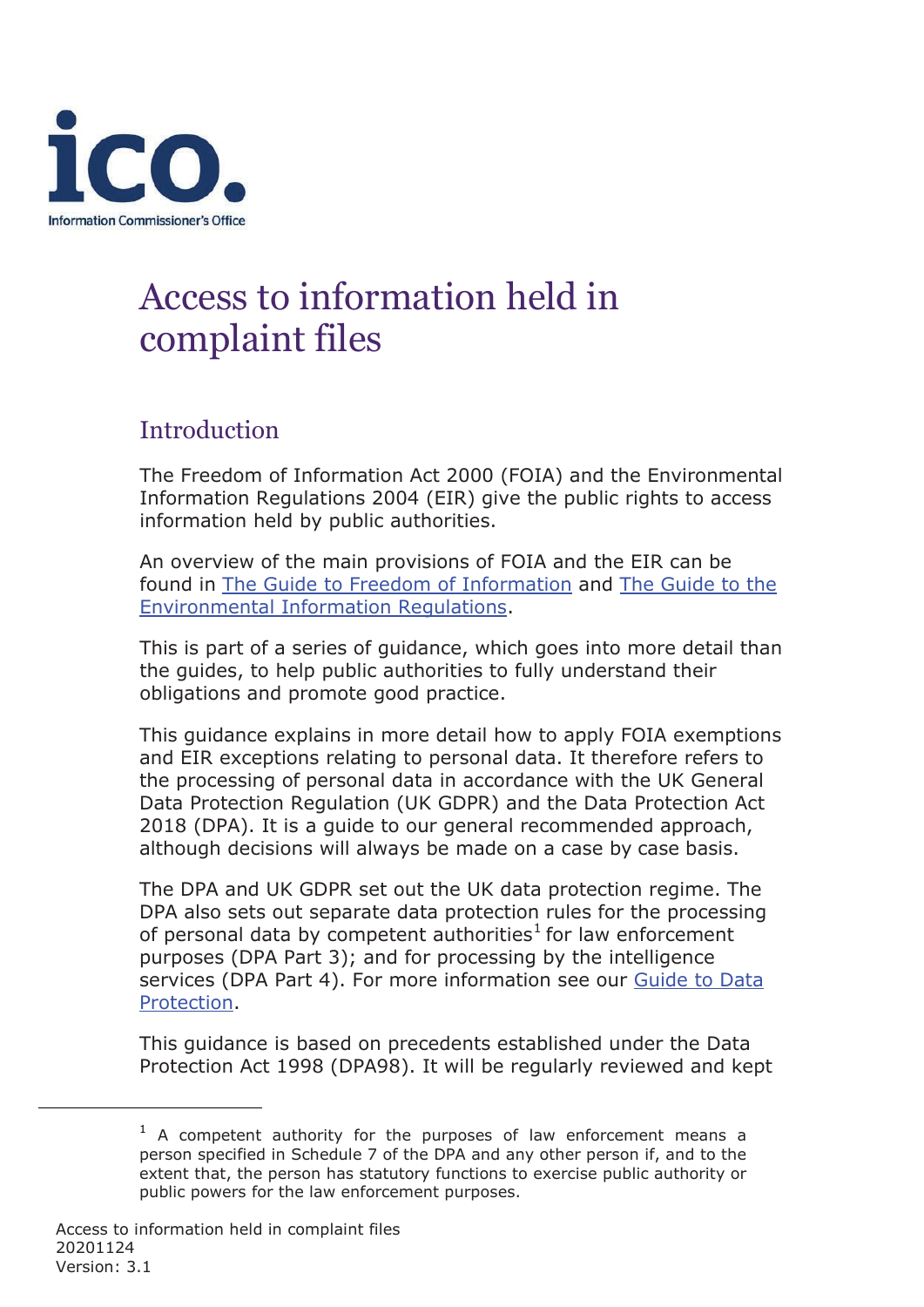# Access to information held in complaint files

## Introduction

The Freedom of Information Act 2000 (FOIA) and the Environmental Information Regulations 2004 (EIR) give the public rights to access information held by public authorities.

An overview of the main provisions of FOIA and the EIR can be found in The Guide to Freedom of Information and The Guide to the Environmental Information Regulations.

This is part of a series of guidance, which goes into more detail than the guides, to help public authorities to fully understand their obligations and promote good practice.

This guidance explains in more detail how to apply FOIA exemptions and EIR exceptions relating to personal data. It therefore refers to the processing of personal data in accordance with the UK General Data Protection Regulation (UK GDPR) and the Data Protection Act 2018 (DPA). It is a guide to our general recommended approach, although decisions will always be made on a case by case basis.

The DPA and UK GDPR set out the UK data protection regime. The DPA also sets out separate data protection rules for the processing of personal data by competent authorities[1] for law enforcement purposes (DPA Part 3); and for processing by the intelligence services (DPA Part 4). For more information see our Guide to Data Protection.

This guidance is based on precedents established under the Data Protection Act 1998 (DPA98). It will be regularly reviewed and kept

[1] A competent authority for the purposes of law enforcement means a person specified in Schedule 7 of the DPA and any other person if, and to the extent that, the person has statutory functions to exercise public authority or public powers for the law enforcement purposes.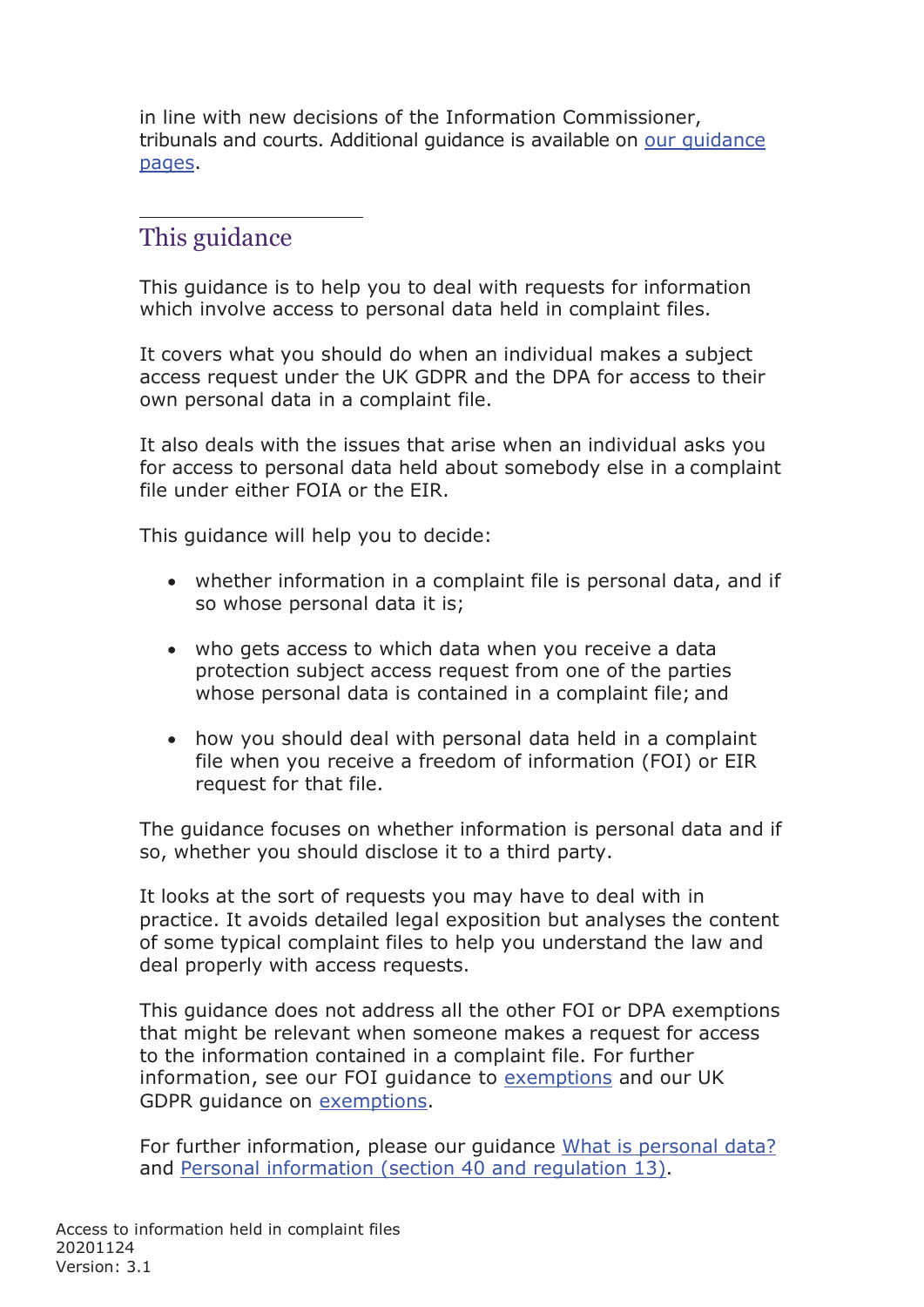in line with new decisions of the Information Commissioner, tribunals and courts. Additional guidance is available on [our guidance pages](#).

## This guidance

This guidance is to help you to deal with requests for information which involve access to personal data held in complaint files.

It covers what you should do when an individual makes a subject access request under the UK GDPR and the DPA for access to their own personal data in a complaint file.

It also deals with the issues that arise when an individual asks you for access to personal data held about somebody else in a complaint file under either FOIA or the EIR.

This guidance will help you to decide:

- whether information in a complaint file is personal data, and if so whose personal data it is;
- who gets access to which data when you receive a data protection subject access request from one of the parties whose personal data is contained in a complaint file; and
- how you should deal with personal data held in a complaint file when you receive a freedom of information (FOI) or EIR request for that file.

The guidance focuses on whether information is personal data and if so, whether you should disclose it to a third party.

It looks at the sort of requests you may have to deal with in practice. It avoids detailed legal exposition but analyses the content of some typical complaint files to help you understand the law and deal properly with access requests.

This guidance does not address all the other FOI or DPA exemptions that might be relevant when someone makes a request for access to the information contained in a complaint file. For further information, see our FOI guidance to [exemptions](#) and our UK GDPR guidance on [exemptions](#).

For further information, please our guidance [What is personal data?](#) and [Personal information (section 40 and regulation 13)](#).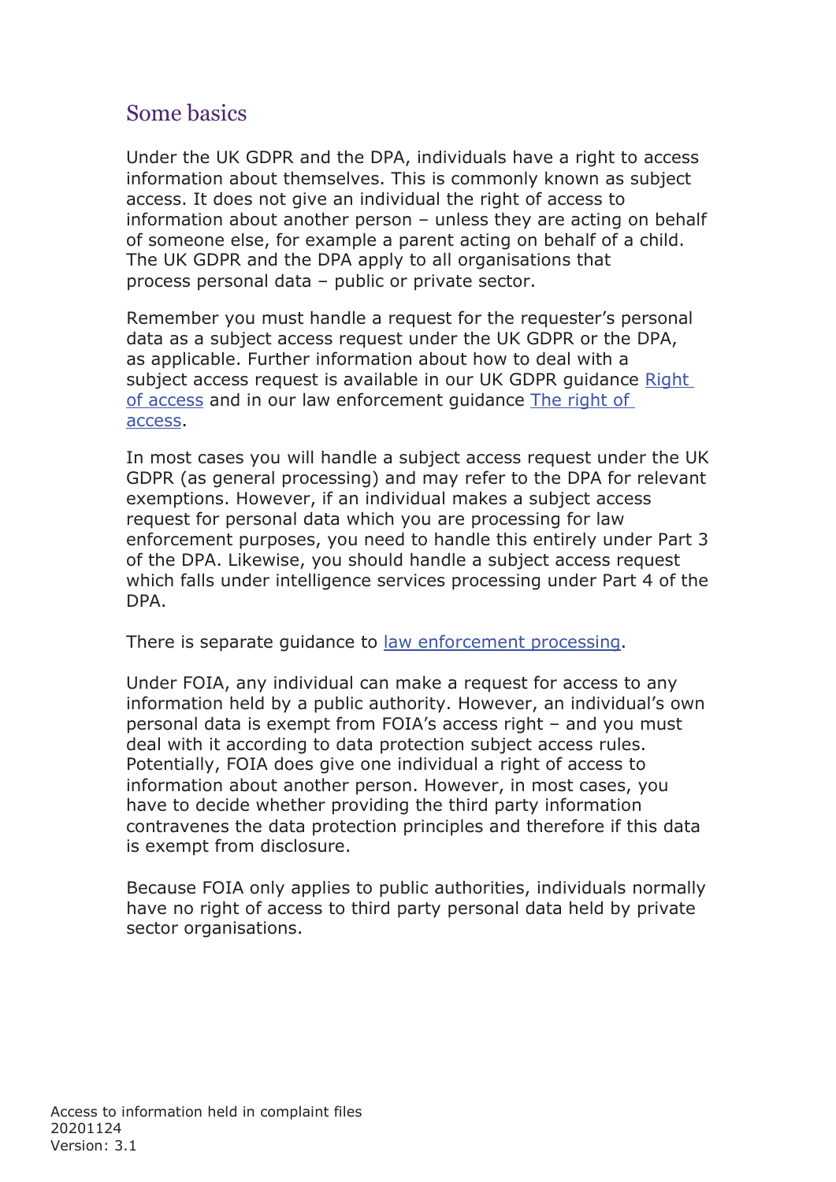## Some basics

Under the UK GDPR and the DPA, individuals have a right to access information about themselves. This is commonly known as subject access. It does not give an individual the right of access to information about another person – unless they are acting on behalf of someone else, for example a parent acting on behalf of a child. The UK GDPR and the DPA apply to all organisations that process personal data – public or private sector.

Remember you must handle a request for the requester's personal data as a subject access request under the UK GDPR or the DPA, as applicable. Further information about how to deal with a subject access request is available in our UK GDPR guidance Right of access and in our law enforcement guidance The right of access.

In most cases you will handle a subject access request under the UK GDPR (as general processing) and may refer to the DPA for relevant exemptions. However, if an individual makes a subject access request for personal data which you are processing for law enforcement purposes, you need to handle this entirely under Part 3 of the DPA. Likewise, you should handle a subject access request which falls under intelligence services processing under Part 4 of the DPA.

There is separate guidance to law enforcement processing.

Under FOIA, any individual can make a request for access to any information held by a public authority. However, an individual's own personal data is exempt from FOIA's access right – and you must deal with it according to data protection subject access rules. Potentially, FOIA does give one individual a right of access to information about another person. However, in most cases, you have to decide whether providing the third party information contravenes the data protection principles and therefore if this data is exempt from disclosure.

Because FOIA only applies to public authorities, individuals normally have no right of access to third party personal data held by private sector organisations.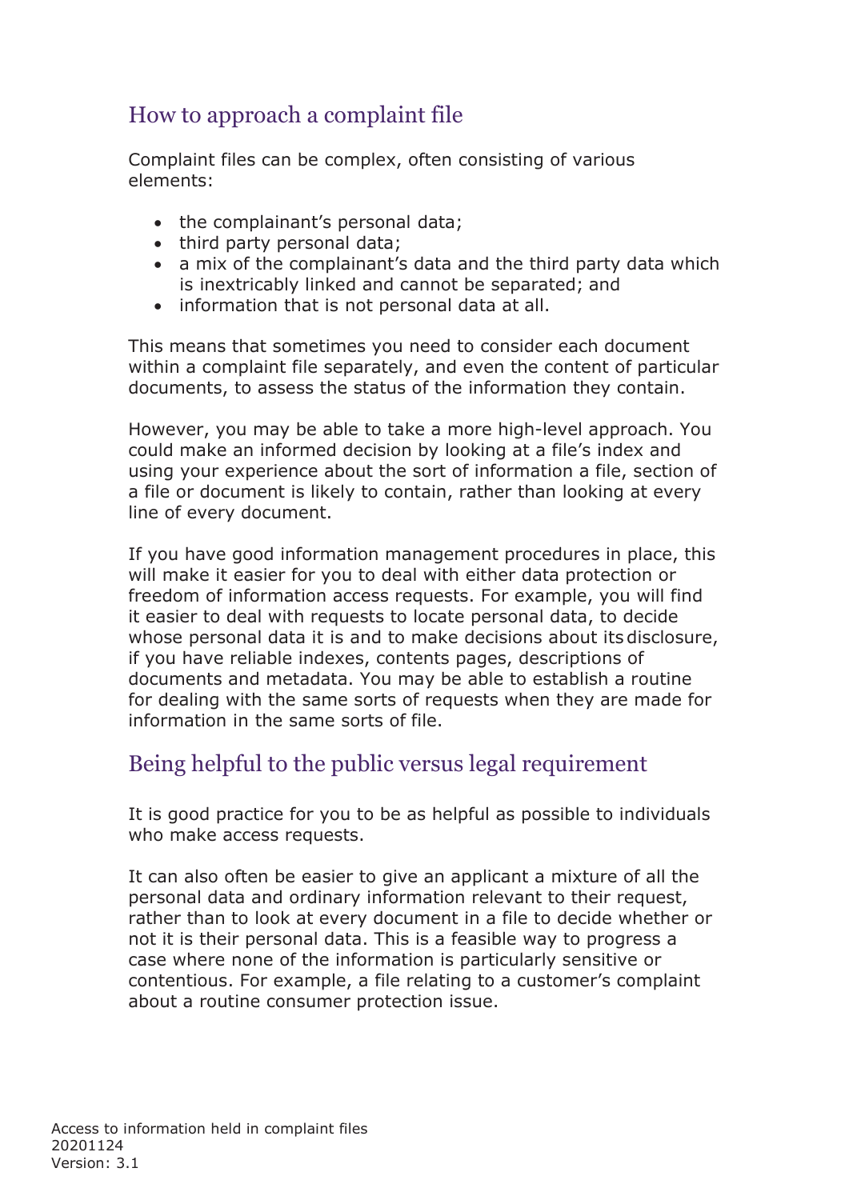## How to approach a complaint file

Complaint files can be complex, often consisting of various elements:

- the complainant's personal data;
- third party personal data;
- a mix of the complainant's data and the third party data which is inextricably linked and cannot be separated; and
- information that is not personal data at all.

This means that sometimes you need to consider each document within a complaint file separately, and even the content of particular documents, to assess the status of the information they contain.

However, you may be able to take a more high-level approach. You could make an informed decision by looking at a file's index and using your experience about the sort of information a file, section of a file or document is likely to contain, rather than looking at every line of every document.

If you have good information management procedures in place, this will make it easier for you to deal with either data protection or freedom of information access requests. For example, you will find it easier to deal with requests to locate personal data, to decide whose personal data it is and to make decisions about its disclosure, if you have reliable indexes, contents pages, descriptions of documents and metadata. You may be able to establish a routine for dealing with the same sorts of requests when they are made for information in the same sorts of file.

## Being helpful to the public versus legal requirement

It is good practice for you to be as helpful as possible to individuals who make access requests.

It can also often be easier to give an applicant a mixture of all the personal data and ordinary information relevant to their request, rather than to look at every document in a file to decide whether or not it is their personal data. This is a feasible way to progress a case where none of the information is particularly sensitive or contentious. For example, a file relating to a customer's complaint about a routine consumer protection issue.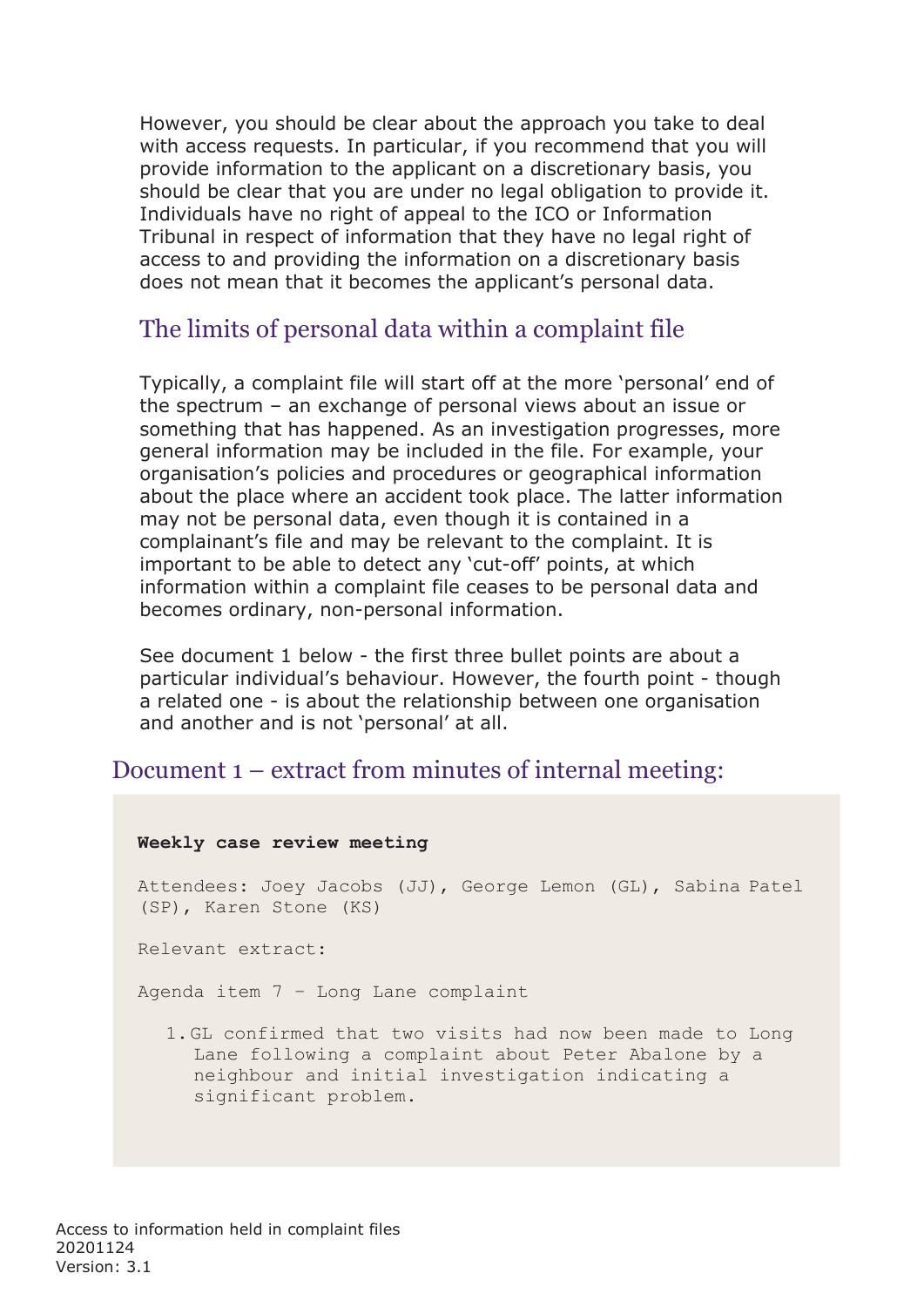However, you should be clear about the approach you take to deal with access requests. In particular, if you recommend that you will provide information to the applicant on a discretionary basis, you should be clear that you are under no legal obligation to provide it. Individuals have no right of appeal to the ICO or Information Tribunal in respect of information that they have no legal right of access to and providing the information on a discretionary basis does not mean that it becomes the applicant's personal data.

## The limits of personal data within a complaint file

Typically, a complaint file will start off at the more 'personal' end of the spectrum – an exchange of personal views about an issue or something that has happened. As an investigation progresses, more general information may be included in the file. For example, your organisation's policies and procedures or geographical information about the place where an accident took place. The latter information may not be personal data, even though it is contained in a complainant's file and may be relevant to the complaint. It is important to be able to detect any 'cut-off' points, at which information within a complaint file ceases to be personal data and becomes ordinary, non-personal information.

See document 1 below - the first three bullet points are about a particular individual's behaviour. However, the fourth point - though a related one - is about the relationship between one organisation and another and is not 'personal' at all.

## Document 1 – extract from minutes of internal meeting:

**Weekly case review meeting**

Attendees: Joey Jacobs (JJ), George Lemon (GL), Sabina Patel (SP), Karen Stone (KS)

Relevant extract:

Agenda item 7 – Long Lane complaint

1. GL confirmed that two visits had now been made to Long Lane following a complaint about Peter Abalone by a neighbour and initial investigation indicating a significant problem.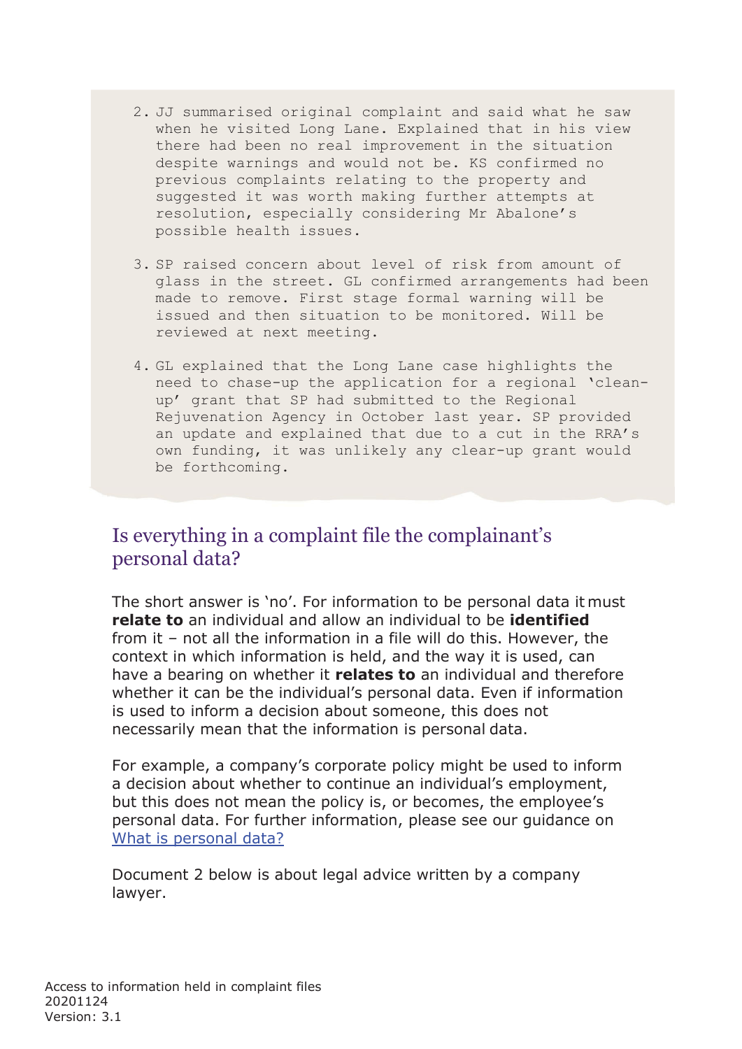2. JJ summarised original complaint and said what he saw when he visited Long Lane. Explained that in his view there had been no real improvement in the situation despite warnings and would not be. KS confirmed no previous complaints relating to the property and suggested it was worth making further attempts at resolution, especially considering Mr Abalone's possible health issues.

3. SP raised concern about level of risk from amount of glass in the street. GL confirmed arrangements had been made to remove. First stage formal warning will be issued and then situation to be monitored. Will be reviewed at next meeting.

4. GL explained that the Long Lane case highlights the need to chase-up the application for a regional 'clean-up' grant that SP had submitted to the Regional Rejuvenation Agency in October last year. SP provided an update and explained that due to a cut in the RRA's own funding, it was unlikely any clear-up grant would be forthcoming.

## Is everything in a complaint file the complainant's personal data?

The short answer is 'no'. For information to be personal data it must **relate to** an individual and allow an individual to be **identified** from it – not all the information in a file will do this. However, the context in which information is held, and the way it is used, can have a bearing on whether it **relates to** an individual and therefore whether it can be the individual's personal data. Even if information is used to inform a decision about someone, this does not necessarily mean that the information is personal data.

For example, a company's corporate policy might be used to inform a decision about whether to continue an individual's employment, but this does not mean the policy is, or becomes, the employee's personal data. For further information, please see our guidance on [What is personal data?]

Document 2 below is about legal advice written by a company lawyer.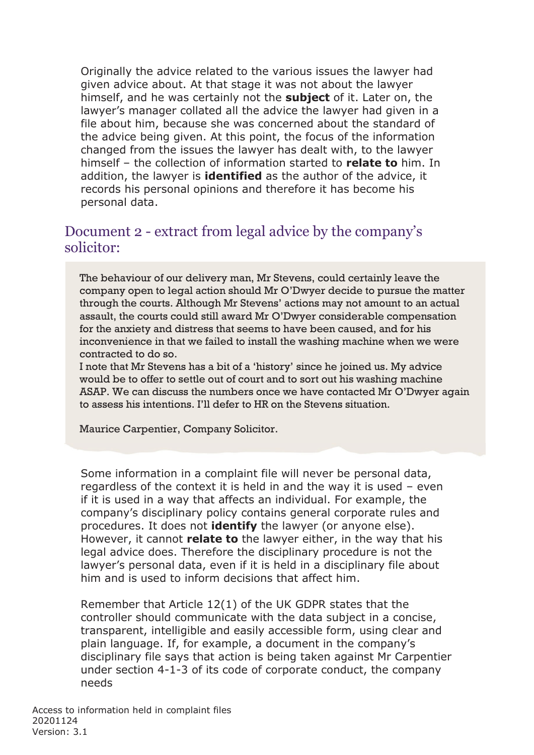Originally the advice related to the various issues the lawyer had given advice about. At that stage it was not about the lawyer himself, and he was certainly not the **subject** of it. Later on, the lawyer's manager collated all the advice the lawyer had given in a file about him, because she was concerned about the standard of the advice being given. At this point, the focus of the information changed from the issues the lawyer has dealt with, to the lawyer himself – the collection of information started to **relate to** him. In addition, the lawyer is **identified** as the author of the advice, it records his personal opinions and therefore it has become his personal data.

## Document 2 - extract from legal advice by the company's solicitor:

> The behaviour of our delivery man, Mr Stevens, could certainly leave the company open to legal action should Mr O'Dwyer decide to pursue the matter through the courts. Although Mr Stevens' actions may not amount to an actual assault, the courts could still award Mr O'Dwyer considerable compensation for the anxiety and distress that seems to have been caused, and for his inconvenience in that we failed to install the washing machine when we were contracted to do so.
> I note that Mr Stevens has a bit of a 'history' since he joined us. My advice would be to offer to settle out of court and to sort out his washing machine ASAP. We can discuss the numbers once we have contacted Mr O'Dwyer again to assess his intentions. I'll defer to HR on the Stevens situation.
>
> Maurice Carpentier, Company Solicitor.

Some information in a complaint file will never be personal data, regardless of the context it is held in and the way it is used – even if it is used in a way that affects an individual. For example, the company's disciplinary policy contains general corporate rules and procedures. It does not **identify** the lawyer (or anyone else). However, it cannot **relate to** the lawyer either, in the way that his legal advice does. Therefore the disciplinary procedure is not the lawyer's personal data, even if it is held in a disciplinary file about him and is used to inform decisions that affect him.

Remember that Article 12(1) of the UK GDPR states that the controller should communicate with the data subject in a concise, transparent, intelligible and easily accessible form, using clear and plain language. If, for example, a document in the company's disciplinary file says that action is being taken against Mr Carpentier under section 4-1-3 of its code of corporate conduct, the company needs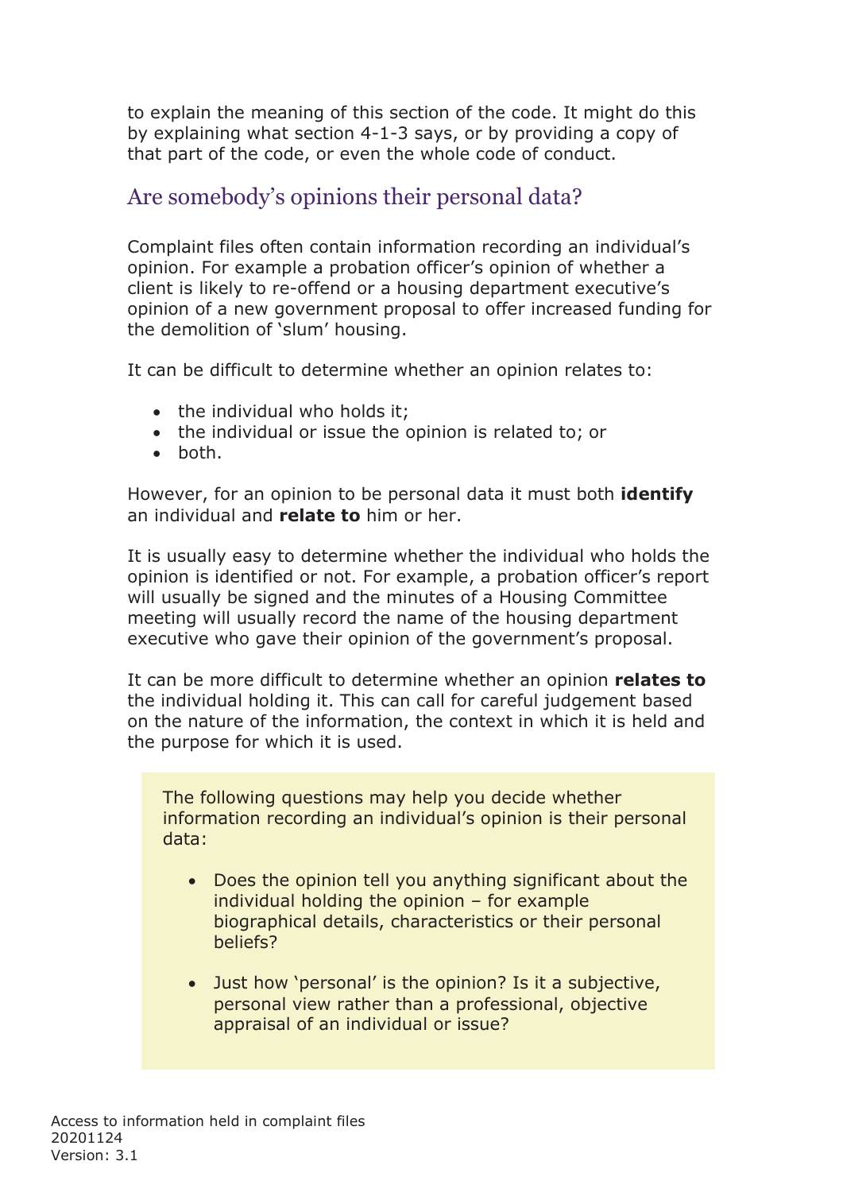to explain the meaning of this section of the code. It might do this by explaining what section 4-1-3 says, or by providing a copy of that part of the code, or even the whole code of conduct.

## Are somebody's opinions their personal data?

Complaint files often contain information recording an individual's opinion. For example a probation officer's opinion of whether a client is likely to re-offend or a housing department executive's opinion of a new government proposal to offer increased funding for the demolition of 'slum' housing.

It can be difficult to determine whether an opinion relates to:

- the individual who holds it;
- the individual or issue the opinion is related to; or
- both.

However, for an opinion to be personal data it must both **identify** an individual and **relate to** him or her.

It is usually easy to determine whether the individual who holds the opinion is identified or not. For example, a probation officer's report will usually be signed and the minutes of a Housing Committee meeting will usually record the name of the housing department executive who gave their opinion of the government's proposal.

It can be more difficult to determine whether an opinion **relates to** the individual holding it. This can call for careful judgement based on the nature of the information, the context in which it is held and the purpose for which it is used.

> The following questions may help you decide whether information recording an individual's opinion is their personal data:
>
> - Does the opinion tell you anything significant about the individual holding the opinion – for example biographical details, characteristics or their personal beliefs?
>
> - Just how 'personal' is the opinion? Is it a subjective, personal view rather than a professional, objective appraisal of an individual or issue?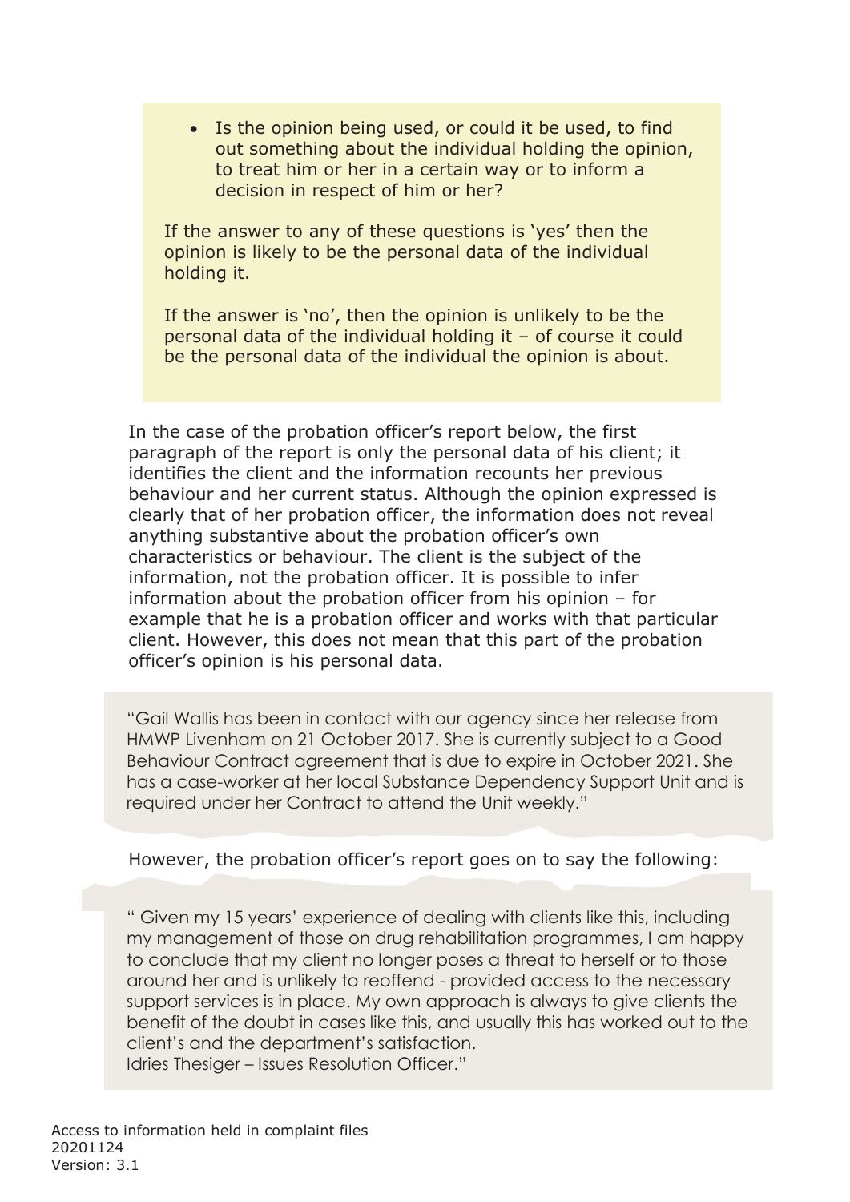- Is the opinion being used, or could it be used, to find out something about the individual holding the opinion, to treat him or her in a certain way or to inform a decision in respect of him or her?

If the answer to any of these questions is 'yes' then the opinion is likely to be the personal data of the individual holding it.

If the answer is 'no', then the opinion is unlikely to be the personal data of the individual holding it – of course it could be the personal data of the individual the opinion is about.

In the case of the probation officer's report below, the first paragraph of the report is only the personal data of his client; it identifies the client and the information recounts her previous behaviour and her current status. Although the opinion expressed is clearly that of her probation officer, the information does not reveal anything substantive about the probation officer's own characteristics or behaviour. The client is the subject of the information, not the probation officer. It is possible to infer information about the probation officer from his opinion – for example that he is a probation officer and works with that particular client. However, this does not mean that this part of the probation officer's opinion is his personal data.

> "Gail Wallis has been in contact with our agency since her release from HMWP Livenham on 21 October 2017. She is currently subject to a Good Behaviour Contract agreement that is due to expire in October 2021. She has a case-worker at her local Substance Dependency Support Unit and is required under her Contract to attend the Unit weekly."

However, the probation officer's report goes on to say the following:

> " Given my 15 years' experience of dealing with clients like this, including my management of those on drug rehabilitation programmes, I am happy to conclude that my client no longer poses a threat to herself or to those around her and is unlikely to reoffend - provided access to the necessary support services is in place. My own approach is always to give clients the benefit of the doubt in cases like this, and usually this has worked out to the client's and the department's satisfaction.
> Idries Thesiger – Issues Resolution Officer."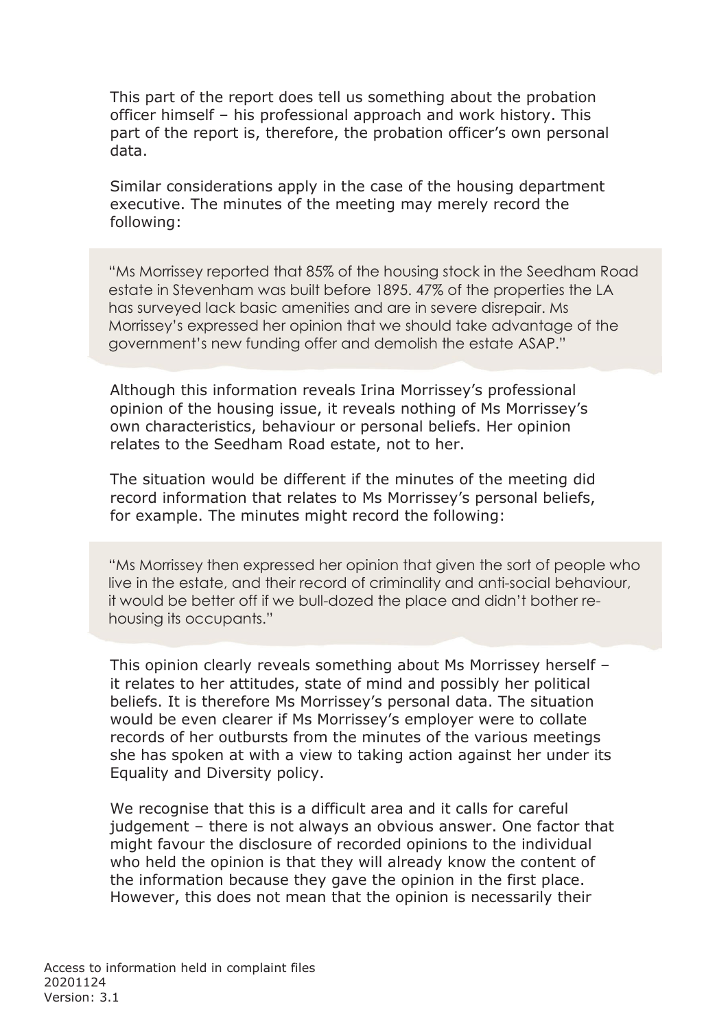This part of the report does tell us something about the probation officer himself – his professional approach and work history. This part of the report is, therefore, the probation officer's own personal data.

Similar considerations apply in the case of the housing department executive. The minutes of the meeting may merely record the following:

> "Ms Morrissey reported that 85% of the housing stock in the Seedham Road estate in Stevenham was built before 1895. 47% of the properties the LA has surveyed lack basic amenities and are in severe disrepair. Ms Morrissey's expressed her opinion that we should take advantage of the government's new funding offer and demolish the estate ASAP."

Although this information reveals Irina Morrissey's professional opinion of the housing issue, it reveals nothing of Ms Morrissey's own characteristics, behaviour or personal beliefs. Her opinion relates to the Seedham Road estate, not to her.

The situation would be different if the minutes of the meeting did record information that relates to Ms Morrissey's personal beliefs, for example. The minutes might record the following:

> "Ms Morrissey then expressed her opinion that given the sort of people who live in the estate, and their record of criminality and anti-social behaviour, it would be better off if we bull-dozed the place and didn't bother re-housing its occupants."

This opinion clearly reveals something about Ms Morrissey herself – it relates to her attitudes, state of mind and possibly her political beliefs. It is therefore Ms Morrissey's personal data. The situation would be even clearer if Ms Morrissey's employer were to collate records of her outbursts from the minutes of the various meetings she has spoken at with a view to taking action against her under its Equality and Diversity policy.

We recognise that this is a difficult area and it calls for careful judgement – there is not always an obvious answer. One factor that might favour the disclosure of recorded opinions to the individual who held the opinion is that they will already know the content of the information because they gave the opinion in the first place. However, this does not mean that the opinion is necessarily their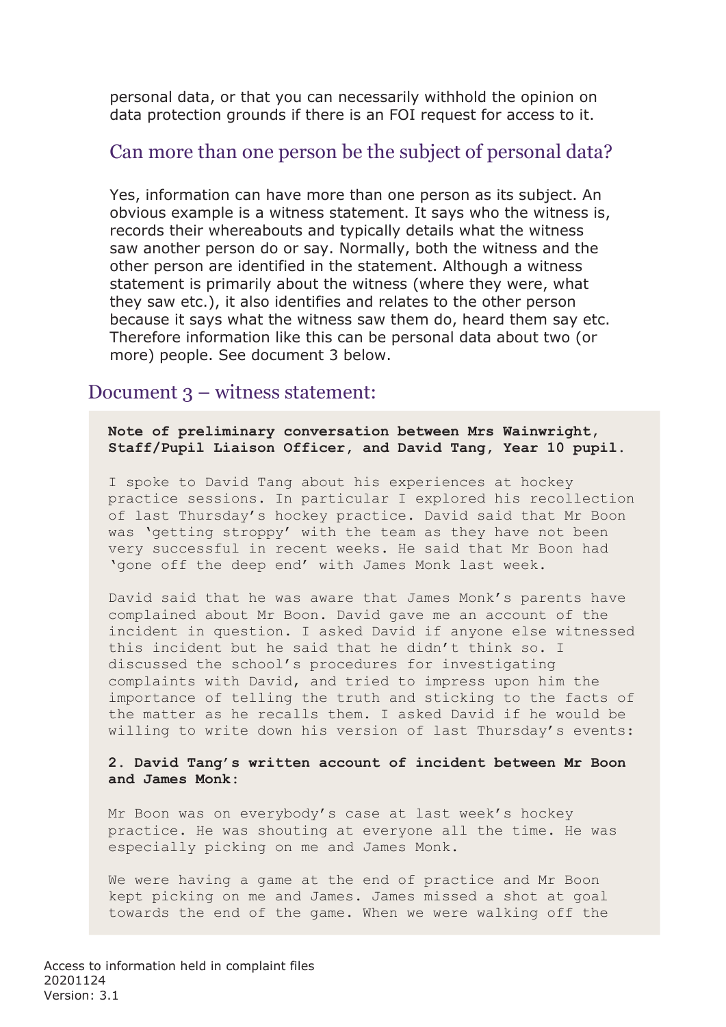personal data, or that you can necessarily withhold the opinion on data protection grounds if there is an FOI request for access to it.

## Can more than one person be the subject of personal data?

Yes, information can have more than one person as its subject. An obvious example is a witness statement. It says who the witness is, records their whereabouts and typically details what the witness saw another person do or say. Normally, both the witness and the other person are identified in the statement. Although a witness statement is primarily about the witness (where they were, what they saw etc.), it also identifies and relates to the other person because it says what the witness saw them do, heard them say etc. Therefore information like this can be personal data about two (or more) people. See document 3 below.

## Document 3 – witness statement:

**Note of preliminary conversation between Mrs Wainwright, Staff/Pupil Liaison Officer, and David Tang, Year 10 pupil.**

I spoke to David Tang about his experiences at hockey practice sessions. In particular I explored his recollection of last Thursday's hockey practice. David said that Mr Boon was 'getting stroppy' with the team as they have not been very successful in recent weeks. He said that Mr Boon had 'gone off the deep end' with James Monk last week.

David said that he was aware that James Monk's parents have complained about Mr Boon. David gave me an account of the incident in question. I asked David if anyone else witnessed this incident but he said that he didn't think so. I discussed the school's procedures for investigating complaints with David, and tried to impress upon him the importance of telling the truth and sticking to the facts of the matter as he recalls them. I asked David if he would be willing to write down his version of last Thursday's events:

**2. David Tang's written account of incident between Mr Boon and James Monk:**

Mr Boon was on everybody's case at last week's hockey practice. He was shouting at everyone all the time. He was especially picking on me and James Monk.

We were having a game at the end of practice and Mr Boon kept picking on me and James. James missed a shot at goal towards the end of the game. When we were walking off the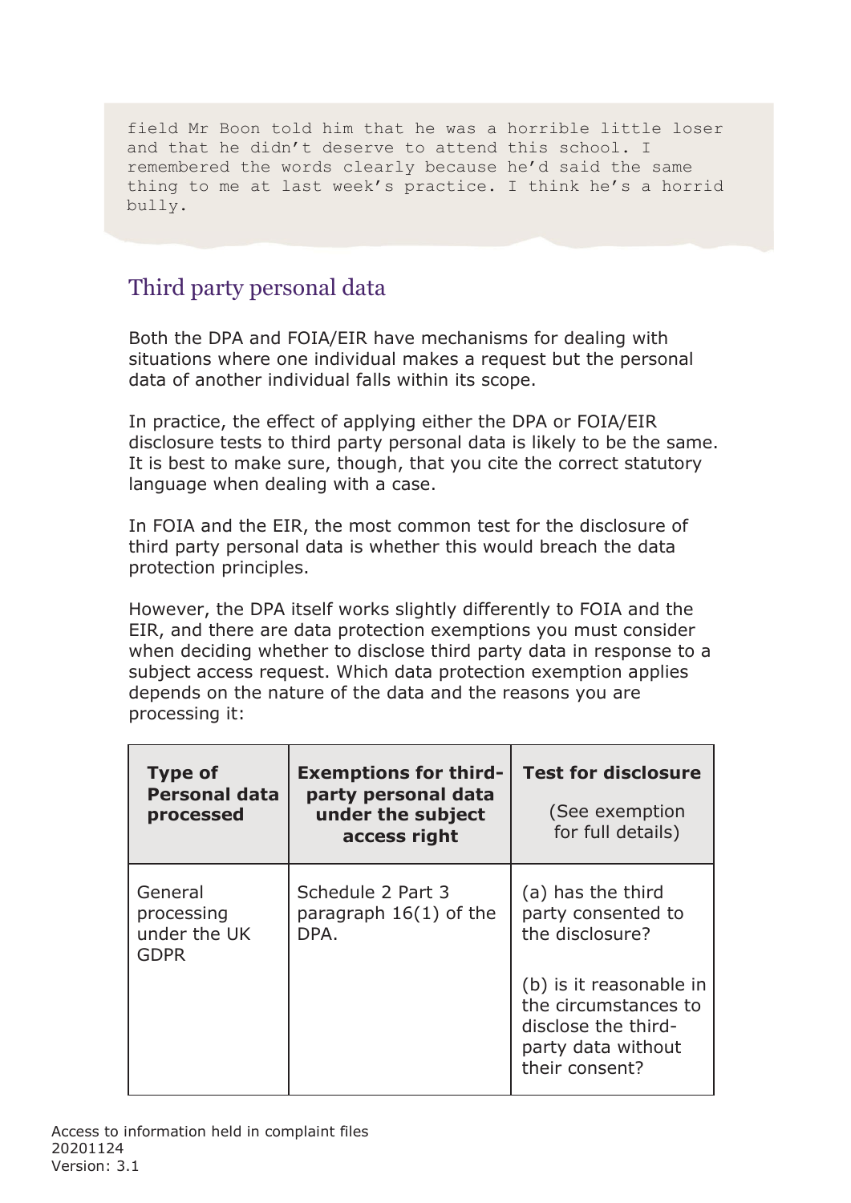```
field Mr Boon told him that he was a horrible little loser
and that he didn't deserve to attend this school. I
remembered the words clearly because he'd said the same
thing to me at last week's practice. I think he's a horrid
bully.
```

## Third party personal data

Both the DPA and FOIA/EIR have mechanisms for dealing with situations where one individual makes a request but the personal data of another individual falls within its scope.

In practice, the effect of applying either the DPA or FOIA/EIR disclosure tests to third party personal data is likely to be the same. It is best to make sure, though, that you cite the correct statutory language when dealing with a case.

In FOIA and the EIR, the most common test for the disclosure of third party personal data is whether this would breach the data protection principles.

However, the DPA itself works slightly differently to FOIA and the EIR, and there are data protection exemptions you must consider when deciding whether to disclose third party data in response to a subject access request. Which data protection exemption applies depends on the nature of the data and the reasons you are processing it:

| Type of Personal data processed | Exemptions for third-party personal data under the subject access right | Test for disclosure (See exemption for full details) |
|---|---|---|
| General processing under the UK GDPR | Schedule 2 Part 3 paragraph 16(1) of the DPA. | (a) has the third party consented to the disclosure?<br><br>(b) is it reasonable in the circumstances to disclose the third-party data without their consent? |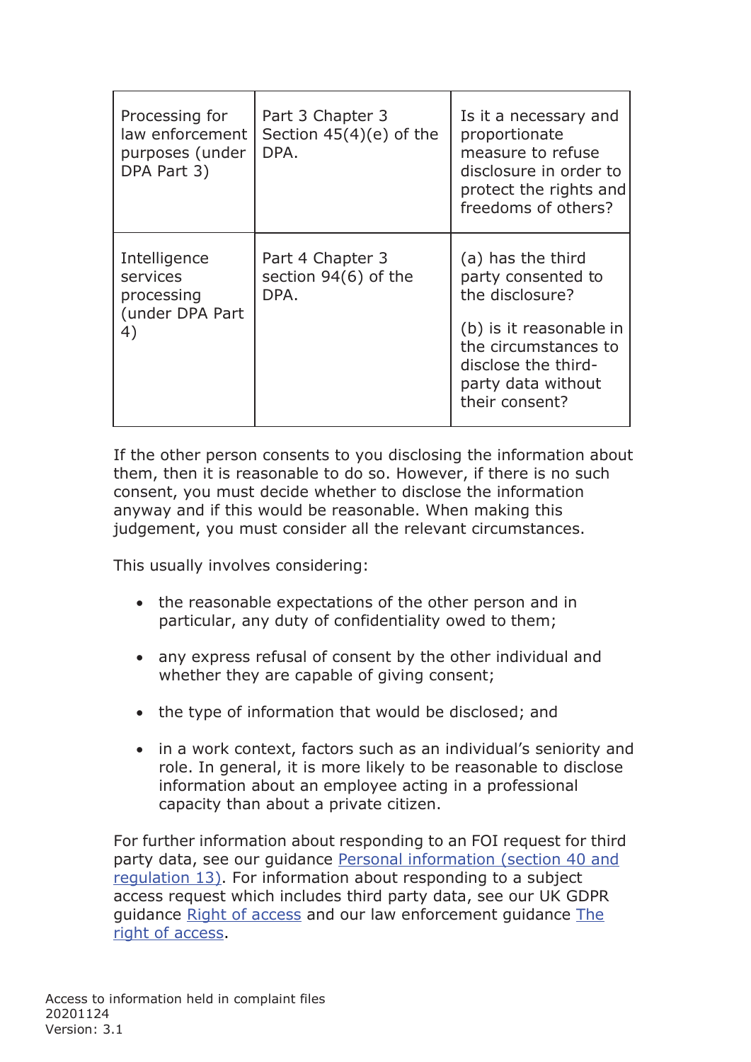| Processing for law enforcement purposes (under DPA Part 3) | Part 3 Chapter 3 Section 45(4)(e) of the DPA. | Is it a necessary and proportionate measure to refuse disclosure in order to protect the rights and freedoms of others? |
|---|---|---|
| Intelligence services processing (under DPA Part 4) | Part 4 Chapter 3 section 94(6) of the DPA. | (a) has the third party consented to the disclosure?<br><br>(b) is it reasonable in the circumstances to disclose the third-party data without their consent? |

If the other person consents to you disclosing the information about them, then it is reasonable to do so. However, if there is no such consent, you must decide whether to disclose the information anyway and if this would be reasonable. When making this judgement, you must consider all the relevant circumstances.

This usually involves considering:

- the reasonable expectations of the other person and in particular, any duty of confidentiality owed to them;
- any express refusal of consent by the other individual and whether they are capable of giving consent;
- the type of information that would be disclosed; and
- in a work context, factors such as an individual's seniority and role. In general, it is more likely to be reasonable to disclose information about an employee acting in a professional capacity than about a private citizen.

For further information about responding to an FOI request for third party data, see our guidance Personal information (section 40 and regulation 13). For information about responding to a subject access request which includes third party data, see our UK GDPR guidance Right of access and our law enforcement guidance The right of access.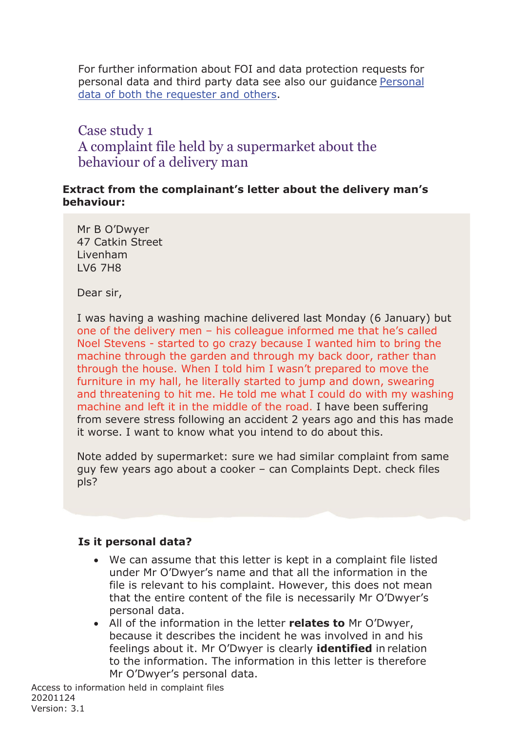For further information about FOI and data protection requests for personal data and third party data see also our guidance [Personal data of both the requester and others](#).

## Case study 1
## A complaint file held by a supermarket about the behaviour of a delivery man

**Extract from the complainant's letter about the delivery man's behaviour:**

> Mr B O'Dwyer
> 47 Catkin Street
> Livenham
> LV6 7H8
>
> Dear sir,
>
> I was having a washing machine delivered last Monday (6 January) but one of the delivery men – his colleague informed me that he's called Noel Stevens - started to go crazy because I wanted him to bring the machine through the garden and through my back door, rather than through the house. When I told him I wasn't prepared to move the furniture in my hall, he literally started to jump and down, swearing and threatening to hit me. He told me what I could do with my washing machine and left it in the middle of the road. I have been suffering from severe stress following an accident 2 years ago and this has made it worse. I want to know what you intend to do about this.
>
> Note added by supermarket: sure we had similar complaint from same guy few years ago about a cooker – can Complaints Dept. check files pls?

**Is it personal data?**

- We can assume that this letter is kept in a complaint file listed under Mr O'Dwyer's name and that all the information in the file is relevant to his complaint. However, this does not mean that the entire content of the file is necessarily Mr O'Dwyer's personal data.
- All of the information in the letter **relates to** Mr O'Dwyer, because it describes the incident he was involved in and his feelings about it. Mr O'Dwyer is clearly **identified** in relation to the information. The information in this letter is therefore Mr O'Dwyer's personal data.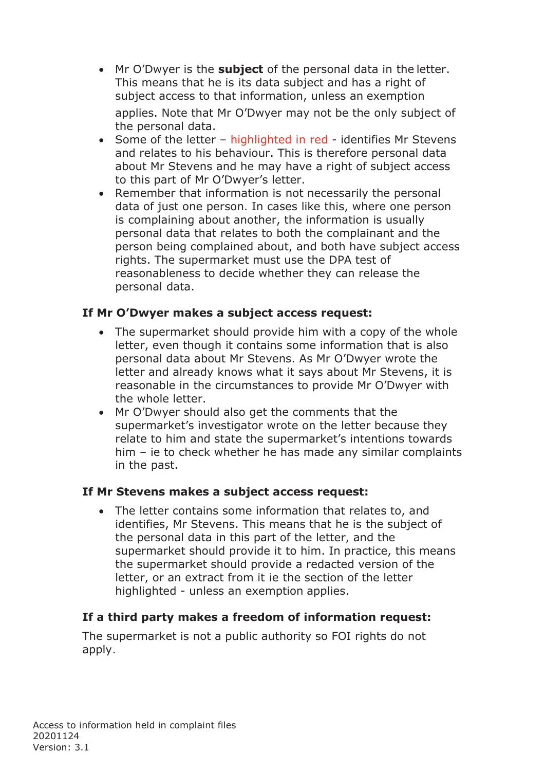- Mr O'Dwyer is the **subject** of the personal data in the letter. This means that he is its data subject and has a right of subject access to that information, unless an exemption applies. Note that Mr O'Dwyer may not be the only subject of the personal data.
- Some of the letter – highlighted in red - identifies Mr Stevens and relates to his behaviour. This is therefore personal data about Mr Stevens and he may have a right of subject access to this part of Mr O'Dwyer's letter.
- Remember that information is not necessarily the personal data of just one person. In cases like this, where one person is complaining about another, the information is usually personal data that relates to both the complainant and the person being complained about, and both have subject access rights. The supermarket must use the DPA test of reasonableness to decide whether they can release the personal data.

**If Mr O'Dwyer makes a subject access request:**

- The supermarket should provide him with a copy of the whole letter, even though it contains some information that is also personal data about Mr Stevens. As Mr O'Dwyer wrote the letter and already knows what it says about Mr Stevens, it is reasonable in the circumstances to provide Mr O'Dwyer with the whole letter.
- Mr O'Dwyer should also get the comments that the supermarket's investigator wrote on the letter because they relate to him and state the supermarket's intentions towards him – ie to check whether he has made any similar complaints in the past.

**If Mr Stevens makes a subject access request:**

- The letter contains some information that relates to, and identifies, Mr Stevens. This means that he is the subject of the personal data in this part of the letter, and the supermarket should provide it to him. In practice, this means the supermarket should provide a redacted version of the letter, or an extract from it ie the section of the letter highlighted - unless an exemption applies.

**If a third party makes a freedom of information request:**

The supermarket is not a public authority so FOI rights do not apply.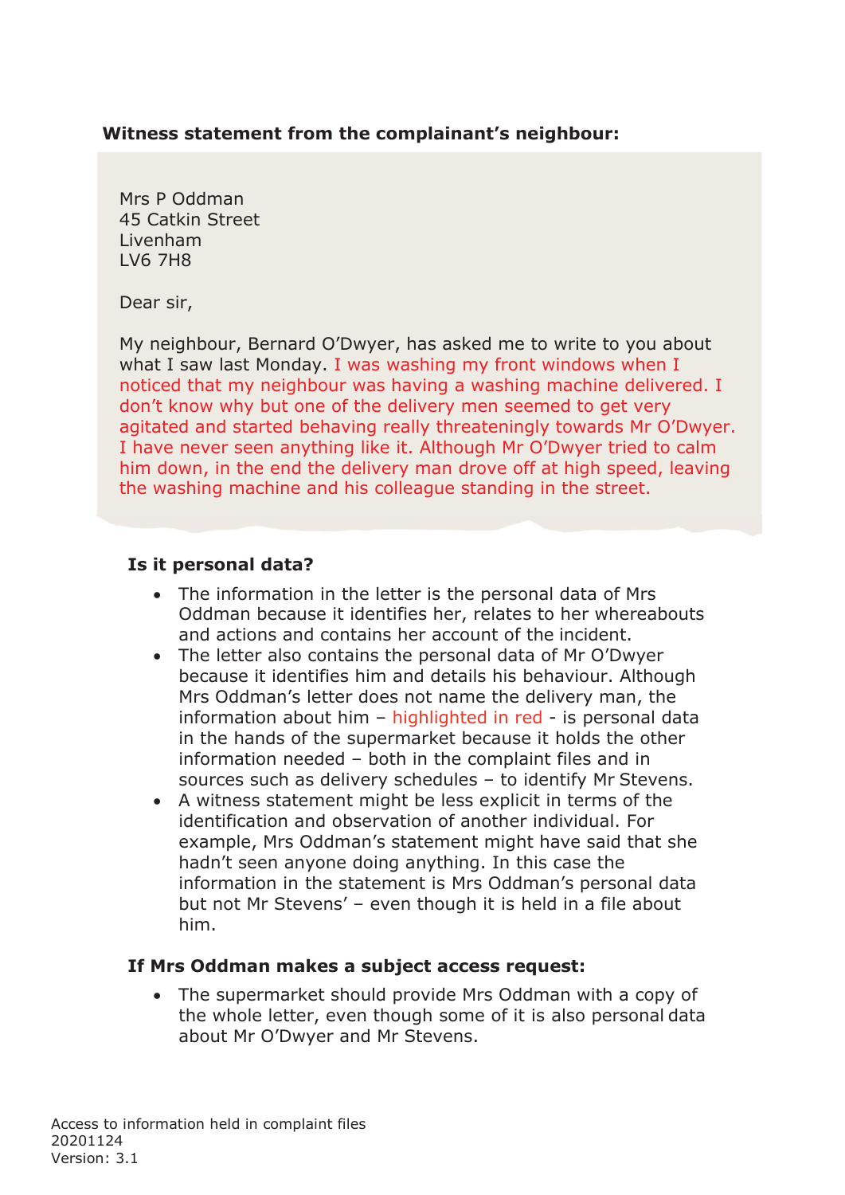**Witness statement from the complainant's neighbour:**

> Mrs P Oddman
> 45 Catkin Street
> Livenham
> LV6 7H8
>
> Dear sir,
>
> My neighbour, Bernard O'Dwyer, has asked me to write to you about what I saw last Monday. I was washing my front windows when I noticed that my neighbour was having a washing machine delivered. I don't know why but one of the delivery men seemed to get very agitated and started behaving really threateningly towards Mr O'Dwyer. I have never seen anything like it. Although Mr O'Dwyer tried to calm him down, in the end the delivery man drove off at high speed, leaving the washing machine and his colleague standing in the street.

**Is it personal data?**

- The information in the letter is the personal data of Mrs Oddman because it identifies her, relates to her whereabouts and actions and contains her account of the incident.
- The letter also contains the personal data of Mr O'Dwyer because it identifies him and details his behaviour. Although Mrs Oddman's letter does not name the delivery man, the information about him – highlighted in red - is personal data in the hands of the supermarket because it holds the other information needed – both in the complaint files and in sources such as delivery schedules – to identify Mr Stevens.
- A witness statement might be less explicit in terms of the identification and observation of another individual. For example, Mrs Oddman's statement might have said that she hadn't seen anyone doing anything. In this case the information in the statement is Mrs Oddman's personal data but not Mr Stevens' – even though it is held in a file about him.

**If Mrs Oddman makes a subject access request:**

- The supermarket should provide Mrs Oddman with a copy of the whole letter, even though some of it is also personal data about Mr O'Dwyer and Mr Stevens.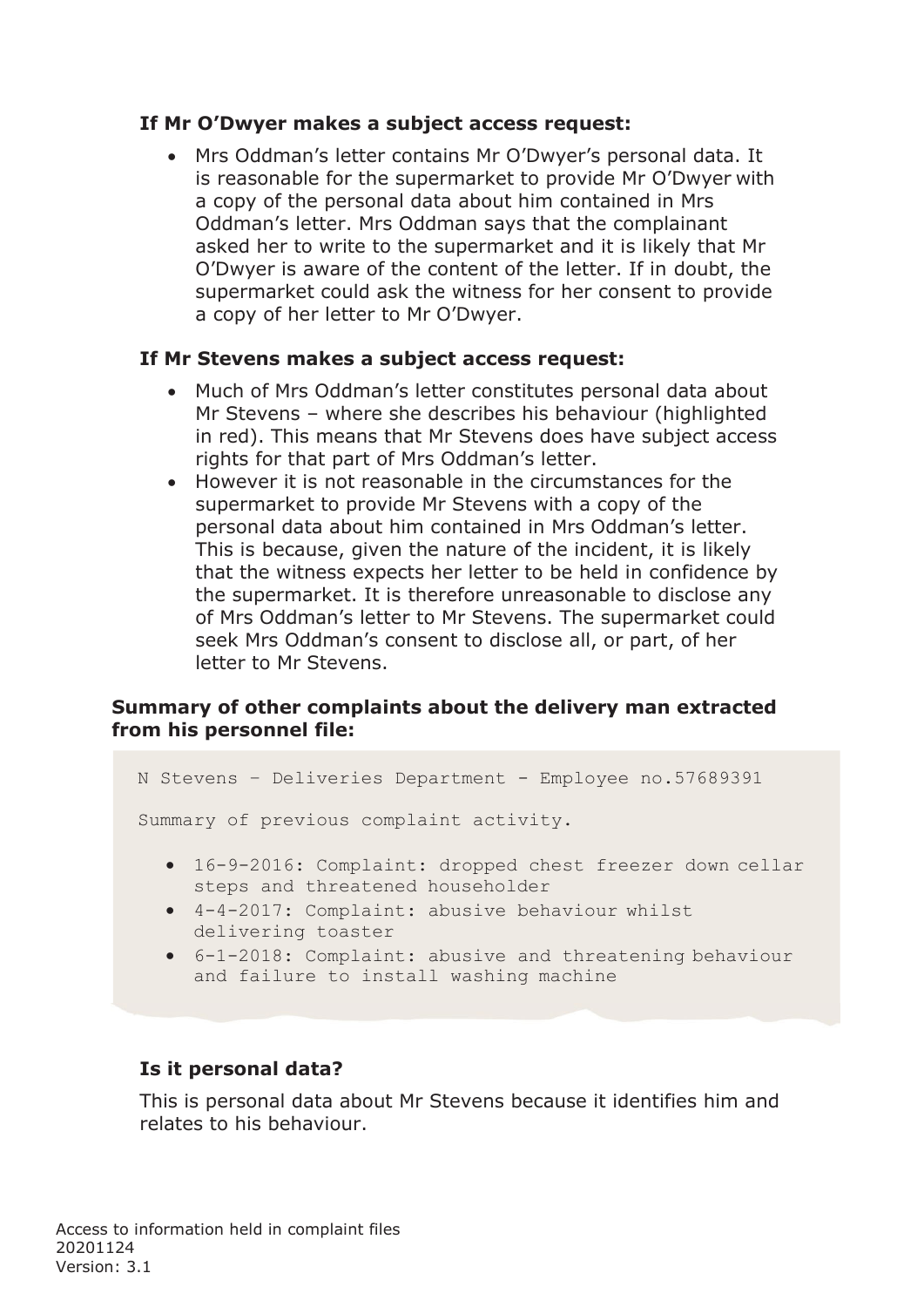**If Mr O'Dwyer makes a subject access request:**

- Mrs Oddman's letter contains Mr O'Dwyer's personal data. It is reasonable for the supermarket to provide Mr O'Dwyer with a copy of the personal data about him contained in Mrs Oddman's letter. Mrs Oddman says that the complainant asked her to write to the supermarket and it is likely that Mr O'Dwyer is aware of the content of the letter. If in doubt, the supermarket could ask the witness for her consent to provide a copy of her letter to Mr O'Dwyer.

**If Mr Stevens makes a subject access request:**

- Much of Mrs Oddman's letter constitutes personal data about Mr Stevens – where she describes his behaviour (highlighted in red). This means that Mr Stevens does have subject access rights for that part of Mrs Oddman's letter.
- However it is not reasonable in the circumstances for the supermarket to provide Mr Stevens with a copy of the personal data about him contained in Mrs Oddman's letter. This is because, given the nature of the incident, it is likely that the witness expects her letter to be held in confidence by the supermarket. It is therefore unreasonable to disclose any of Mrs Oddman's letter to Mr Stevens. The supermarket could seek Mrs Oddman's consent to disclose all, or part, of her letter to Mr Stevens.

**Summary of other complaints about the delivery man extracted from his personnel file:**

```
N Stevens – Deliveries Department - Employee no.57689391

Summary of previous complaint activity.

• 16-9-2016: Complaint: dropped chest freezer down cellar
  steps and threatened householder
• 4-4-2017: Complaint: abusive behaviour whilst
  delivering toaster
• 6-1-2018: Complaint: abusive and threatening behaviour
  and failure to install washing machine
```

**Is it personal data?**

This is personal data about Mr Stevens because it identifies him and relates to his behaviour.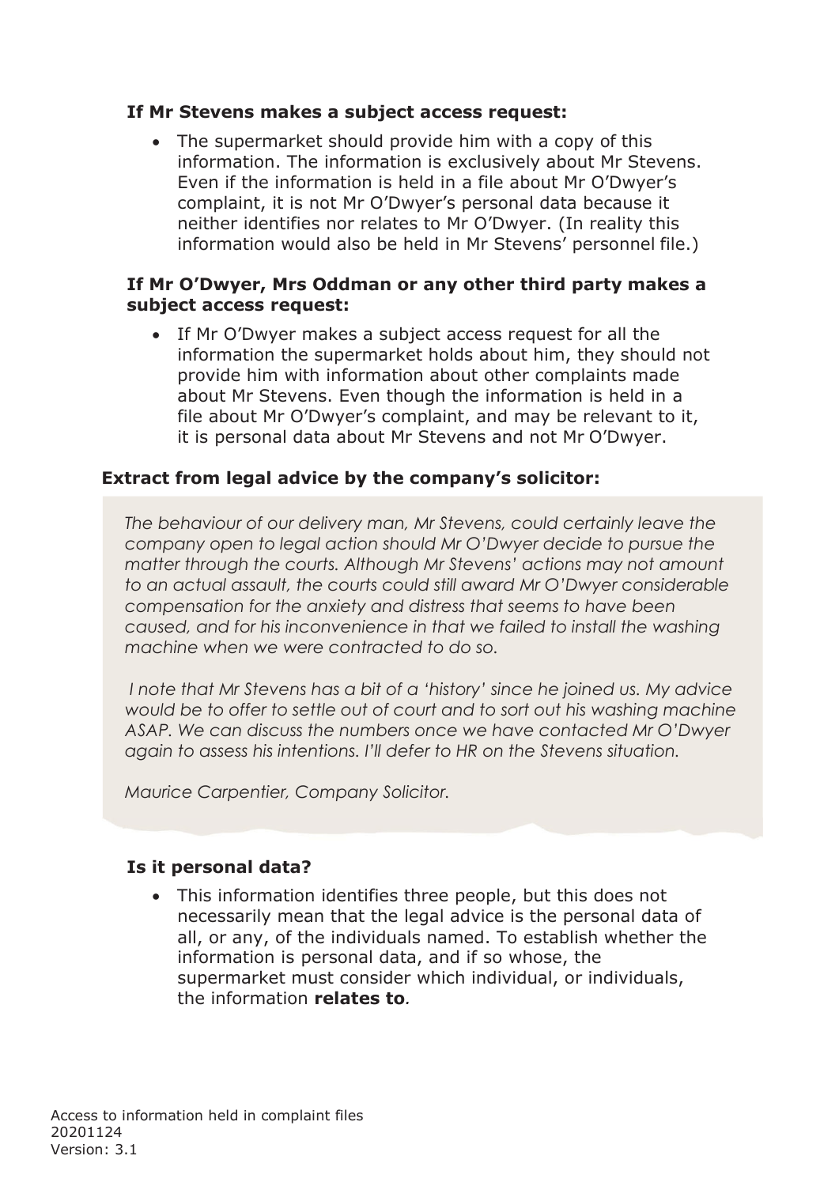**If Mr Stevens makes a subject access request:**

- The supermarket should provide him with a copy of this information. The information is exclusively about Mr Stevens. Even if the information is held in a file about Mr O'Dwyer's complaint, it is not Mr O'Dwyer's personal data because it neither identifies nor relates to Mr O'Dwyer. (In reality this information would also be held in Mr Stevens' personnel file.)

**If Mr O'Dwyer, Mrs Oddman or any other third party makes a subject access request:**

- If Mr O'Dwyer makes a subject access request for all the information the supermarket holds about him, they should not provide him with information about other complaints made about Mr Stevens. Even though the information is held in a file about Mr O'Dwyer's complaint, and may be relevant to it, it is personal data about Mr Stevens and not Mr O'Dwyer.

**Extract from legal advice by the company's solicitor:**

*The behaviour of our delivery man, Mr Stevens, could certainly leave the company open to legal action should Mr O'Dwyer decide to pursue the matter through the courts. Although Mr Stevens' actions may not amount to an actual assault, the courts could still award Mr O'Dwyer considerable compensation for the anxiety and distress that seems to have been caused, and for his inconvenience in that we failed to install the washing machine when we were contracted to do so.*

*I note that Mr Stevens has a bit of a 'history' since he joined us. My advice would be to offer to settle out of court and to sort out his washing machine ASAP. We can discuss the numbers once we have contacted Mr O'Dwyer again to assess his intentions. I'll defer to HR on the Stevens situation.*

*Maurice Carpentier, Company Solicitor.*

**Is it personal data?**

- This information identifies three people, but this does not necessarily mean that the legal advice is the personal data of all, or any, of the individuals named. To establish whether the information is personal data, and if so whose, the supermarket must consider which individual, or individuals, the information **relates to**.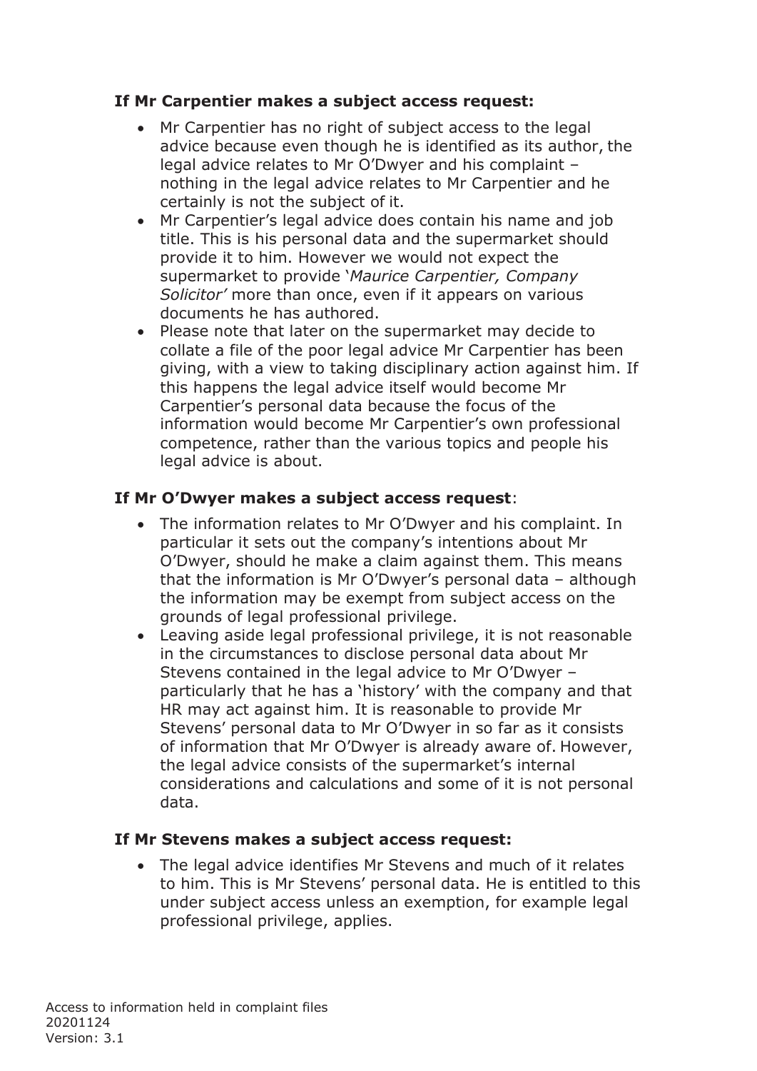**If Mr Carpentier makes a subject access request:**

- Mr Carpentier has no right of subject access to the legal advice because even though he is identified as its author, the legal advice relates to Mr O'Dwyer and his complaint – nothing in the legal advice relates to Mr Carpentier and he certainly is not the subject of it.
- Mr Carpentier's legal advice does contain his name and job title. This is his personal data and the supermarket should provide it to him. However we would not expect the supermarket to provide '*Maurice Carpentier, Company Solicitor*' more than once, even if it appears on various documents he has authored.
- Please note that later on the supermarket may decide to collate a file of the poor legal advice Mr Carpentier has been giving, with a view to taking disciplinary action against him. If this happens the legal advice itself would become Mr Carpentier's personal data because the focus of the information would become Mr Carpentier's own professional competence, rather than the various topics and people his legal advice is about.

**If Mr O'Dwyer makes a subject access request**:

- The information relates to Mr O'Dwyer and his complaint. In particular it sets out the company's intentions about Mr O'Dwyer, should he make a claim against them. This means that the information is Mr O'Dwyer's personal data – although the information may be exempt from subject access on the grounds of legal professional privilege.
- Leaving aside legal professional privilege, it is not reasonable in the circumstances to disclose personal data about Mr Stevens contained in the legal advice to Mr O'Dwyer – particularly that he has a 'history' with the company and that HR may act against him. It is reasonable to provide Mr Stevens' personal data to Mr O'Dwyer in so far as it consists of information that Mr O'Dwyer is already aware of. However, the legal advice consists of the supermarket's internal considerations and calculations and some of it is not personal data.

**If Mr Stevens makes a subject access request:**

- The legal advice identifies Mr Stevens and much of it relates to him. This is Mr Stevens' personal data. He is entitled to this under subject access unless an exemption, for example legal professional privilege, applies.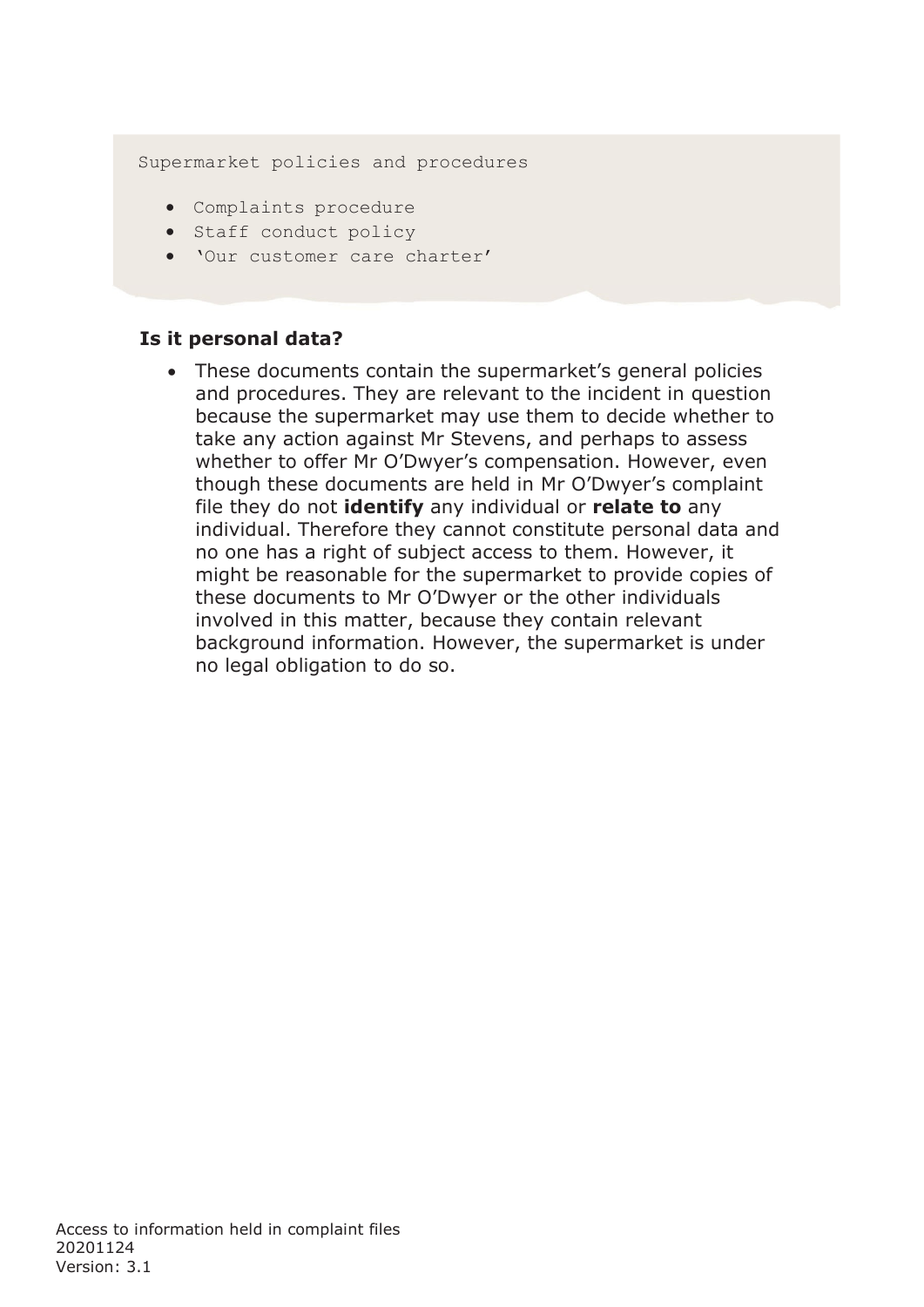```
Supermarket policies and procedures

  • Complaints procedure
  • Staff conduct policy
  • 'Our customer care charter'
```

**Is it personal data?**

- These documents contain the supermarket's general policies and procedures. They are relevant to the incident in question because the supermarket may use them to decide whether to take any action against Mr Stevens, and perhaps to assess whether to offer Mr O'Dwyer's compensation. However, even though these documents are held in Mr O'Dwyer's complaint file they do not **identify** any individual or **relate to** any individual. Therefore they cannot constitute personal data and no one has a right of subject access to them. However, it might be reasonable for the supermarket to provide copies of these documents to Mr O'Dwyer or the other individuals involved in this matter, because they contain relevant background information. However, the supermarket is under no legal obligation to do so.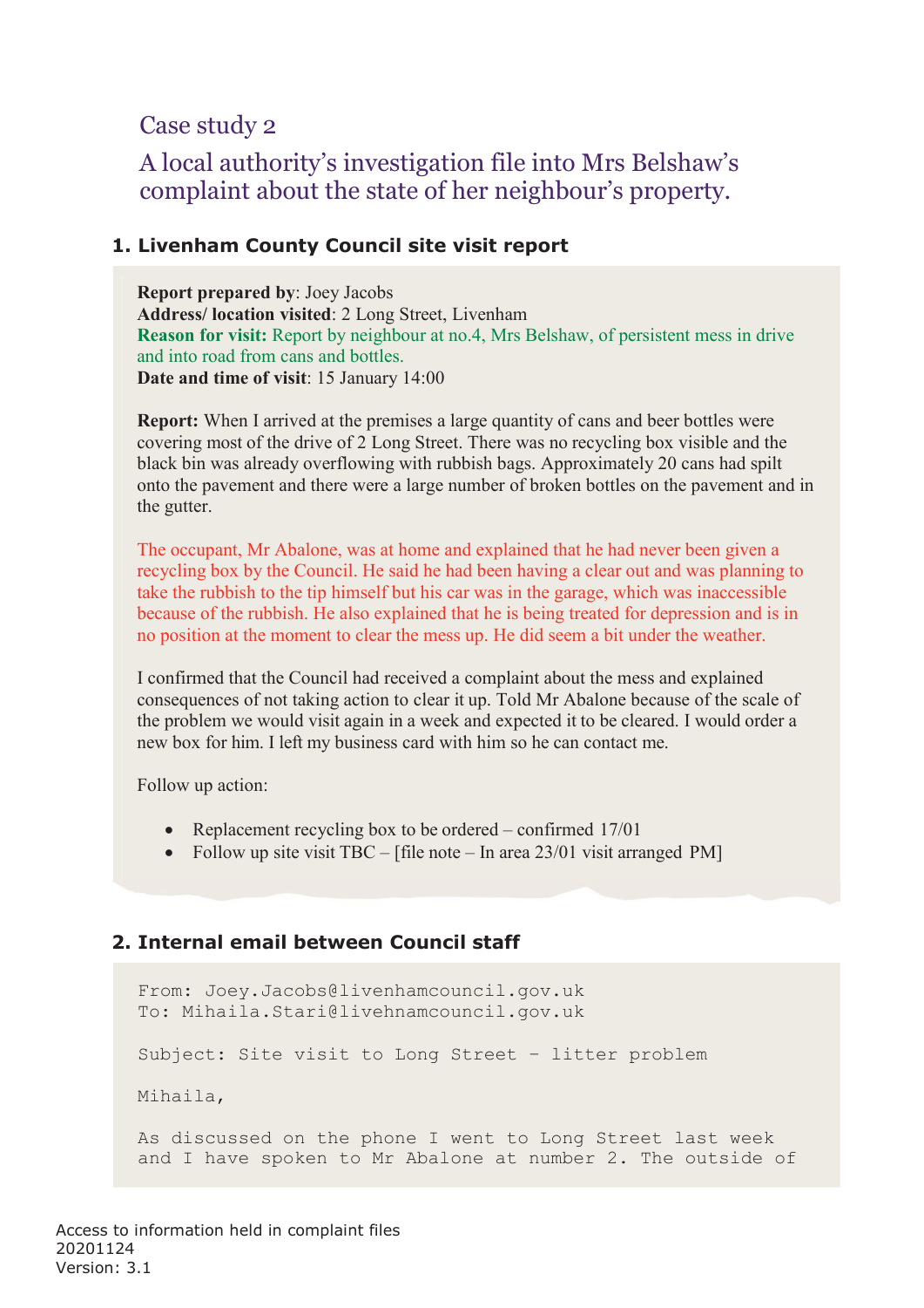## Case study 2

## A local authority's investigation file into Mrs Belshaw's complaint about the state of her neighbour's property.

### 1. Livenham County Council site visit report

**Report prepared by**: Joey Jacobs
**Address/ location visited**: 2 Long Street, Livenham
**Reason for visit:** Report by neighbour at no.4, Mrs Belshaw, of persistent mess in drive and into road from cans and bottles.
**Date and time of visit**: 15 January 14:00

**Report:** When I arrived at the premises a large quantity of cans and beer bottles were covering most of the drive of 2 Long Street. There was no recycling box visible and the black bin was already overflowing with rubbish bags. Approximately 20 cans had spilt onto the pavement and there were a large number of broken bottles on the pavement and in the gutter.

The occupant, Mr Abalone, was at home and explained that he had never been given a recycling box by the Council. He said he had been having a clear out and was planning to take the rubbish to the tip himself but his car was in the garage, which was inaccessible because of the rubbish. He also explained that he is being treated for depression and is in no position at the moment to clear the mess up. He did seem a bit under the weather.

I confirmed that the Council had received a complaint about the mess and explained consequences of not taking action to clear it up. Told Mr Abalone because of the scale of the problem we would visit again in a week and expected it to be cleared. I would order a new box for him. I left my business card with him so he can contact me.

Follow up action:

- Replacement recycling box to be ordered – confirmed 17/01
- Follow up site visit TBC – [file note – In area 23/01 visit arranged PM]

### 2. Internal email between Council staff

```
From: Joey.Jacobs@livenhamcouncil.gov.uk
To: Mihaila.Stari@livehnamcouncil.gov.uk

Subject: Site visit to Long Street – litter problem

Mihaila,

As discussed on the phone I went to Long Street last week
and I have spoken to Mr Abalone at number 2. The outside of
```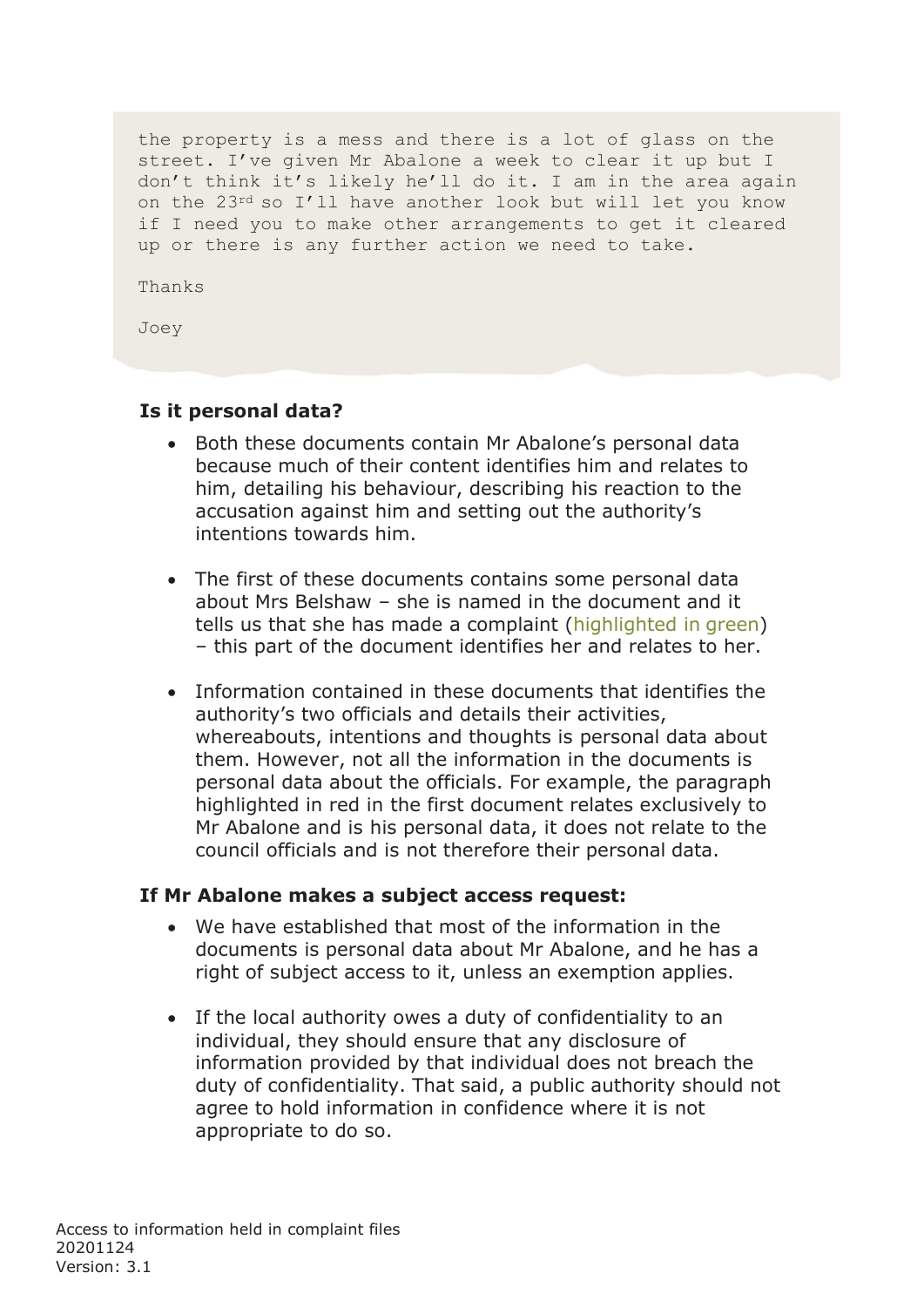```
the property is a mess and there is a lot of glass on the
street. I've given Mr Abalone a week to clear it up but I
don't think it's likely he'll do it. I am in the area again
on the 23rd so I'll have another look but will let you know
if I need you to make other arrangements to get it cleared
up or there is any further action we need to take.

Thanks

Joey
```

**Is it personal data?**

- Both these documents contain Mr Abalone's personal data because much of their content identifies him and relates to him, detailing his behaviour, describing his reaction to the accusation against him and setting out the authority's intentions towards him.
- The first of these documents contains some personal data about Mrs Belshaw – she is named in the document and it tells us that she has made a complaint (highlighted in green) – this part of the document identifies her and relates to her.
- Information contained in these documents that identifies the authority's two officials and details their activities, whereabouts, intentions and thoughts is personal data about them. However, not all the information in the documents is personal data about the officials. For example, the paragraph highlighted in red in the first document relates exclusively to Mr Abalone and is his personal data, it does not relate to the council officials and is not therefore their personal data.

**If Mr Abalone makes a subject access request:**

- We have established that most of the information in the documents is personal data about Mr Abalone, and he has a right of subject access to it, unless an exemption applies.
- If the local authority owes a duty of confidentiality to an individual, they should ensure that any disclosure of information provided by that individual does not breach the duty of confidentiality. That said, a public authority should not agree to hold information in confidence where it is not appropriate to do so.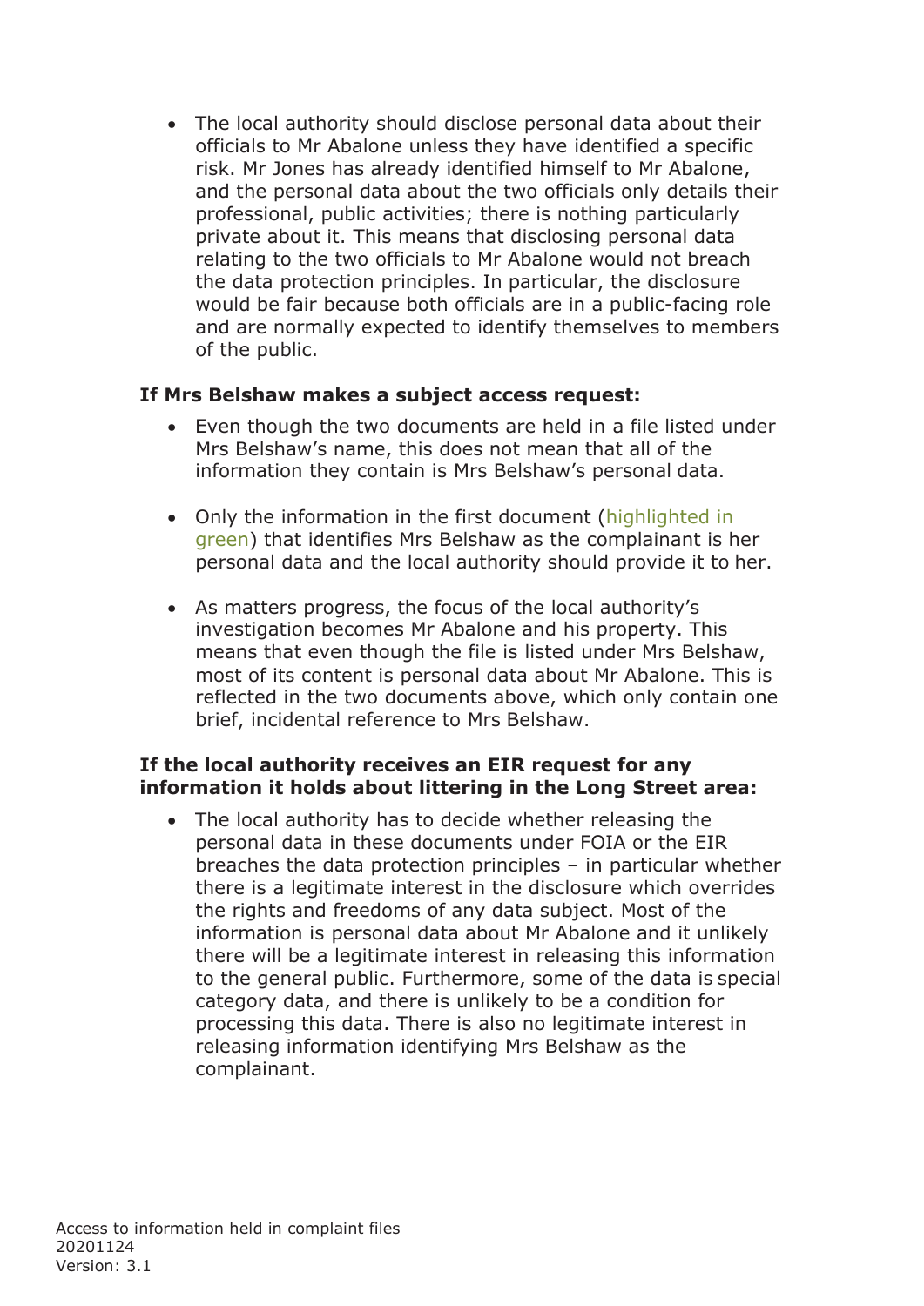- The local authority should disclose personal data about their officials to Mr Abalone unless they have identified a specific risk. Mr Jones has already identified himself to Mr Abalone, and the personal data about the two officials only details their professional, public activities; there is nothing particularly private about it. This means that disclosing personal data relating to the two officials to Mr Abalone would not breach the data protection principles. In particular, the disclosure would be fair because both officials are in a public-facing role and are normally expected to identify themselves to members of the public.

**If Mrs Belshaw makes a subject access request:**

- Even though the two documents are held in a file listed under Mrs Belshaw's name, this does not mean that all of the information they contain is Mrs Belshaw's personal data.

- Only the information in the first document (highlighted in green) that identifies Mrs Belshaw as the complainant is her personal data and the local authority should provide it to her.

- As matters progress, the focus of the local authority's investigation becomes Mr Abalone and his property. This means that even though the file is listed under Mrs Belshaw, most of its content is personal data about Mr Abalone. This is reflected in the two documents above, which only contain one brief, incidental reference to Mrs Belshaw.

**If the local authority receives an EIR request for any information it holds about littering in the Long Street area:**

- The local authority has to decide whether releasing the personal data in these documents under FOIA or the EIR breaches the data protection principles – in particular whether there is a legitimate interest in the disclosure which overrides the rights and freedoms of any data subject. Most of the information is personal data about Mr Abalone and it unlikely there will be a legitimate interest in releasing this information to the general public. Furthermore, some of the data is special category data, and there is unlikely to be a condition for processing this data. There is also no legitimate interest in releasing information identifying Mrs Belshaw as the complainant.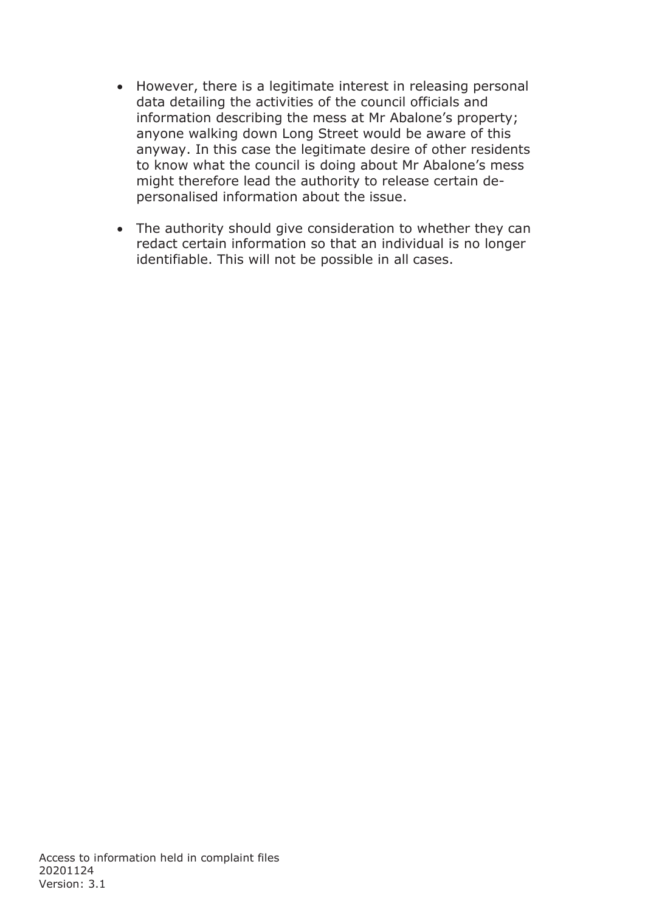- However, there is a legitimate interest in releasing personal data detailing the activities of the council officials and information describing the mess at Mr Abalone's property; anyone walking down Long Street would be aware of this anyway. In this case the legitimate desire of other residents to know what the council is doing about Mr Abalone's mess might therefore lead the authority to release certain de-personalised information about the issue.
- The authority should give consideration to whether they can redact certain information so that an individual is no longer identifiable. This will not be possible in all cases.